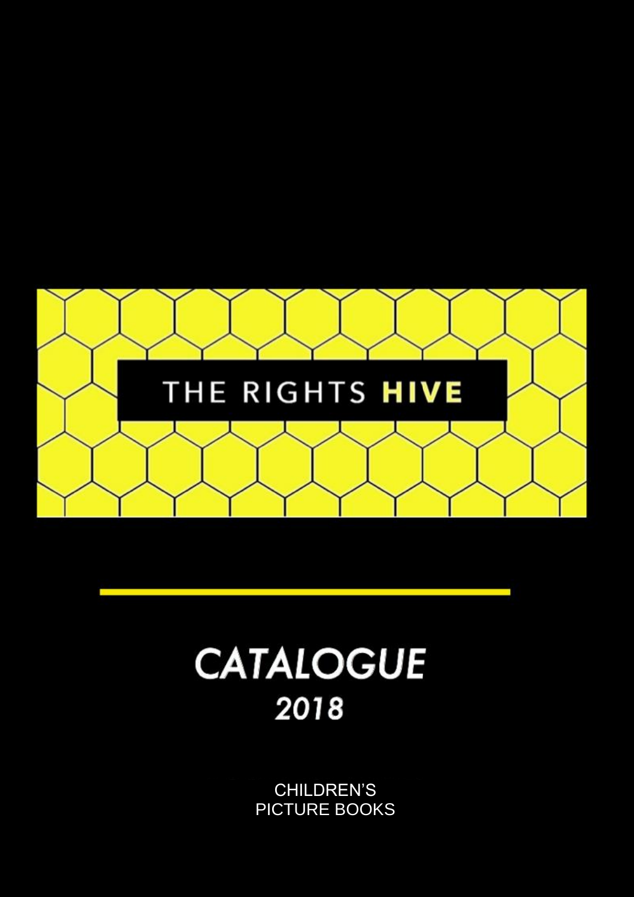# THE RIGHTS HIVE

## CATALOGUE 2018

CHILDREN'S PICTURE BOOKS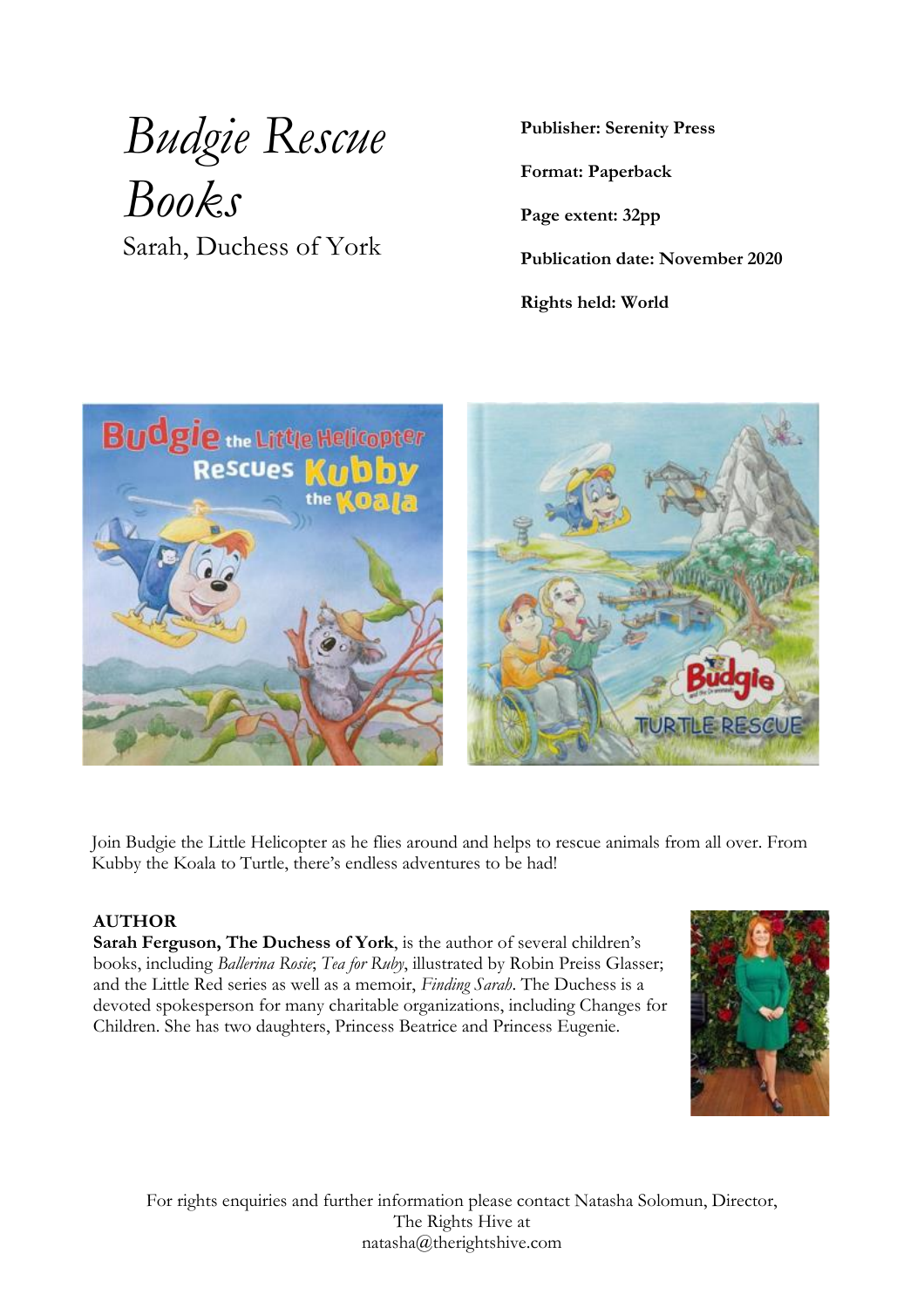# *Budgie Rescue Books*

Sarah, Duchess of York

**Publisher: Serenity Press**

**Format: Paperback**

**Page extent: 32pp**

**Publication date: November 2020**

**Rights held: World**

Join Budgie the Little Helicopter as he flies around and helps to rescue animals from all over. From Kubby the Koala to Turtle, there's endless adventures to be had!

**AUTHOR**

**Sarah Ferguson, The Duchess of York**, is the author of several children's books, including *Ballerina Rosie*; *Tea for Ruby*, illustrated by Robin Preiss Glasser; and the Little Red series as well as a memoir, *Finding Sarah*. The Duchess is a devoted spokesperson for many charitable organizations, including Changes for Children. She has two daughters, Princess Beatrice and Princess Eugenie.

For rights enquiries and further information please contact Natasha Solomun, Director, The Rights Hive at natasha@therightshive.com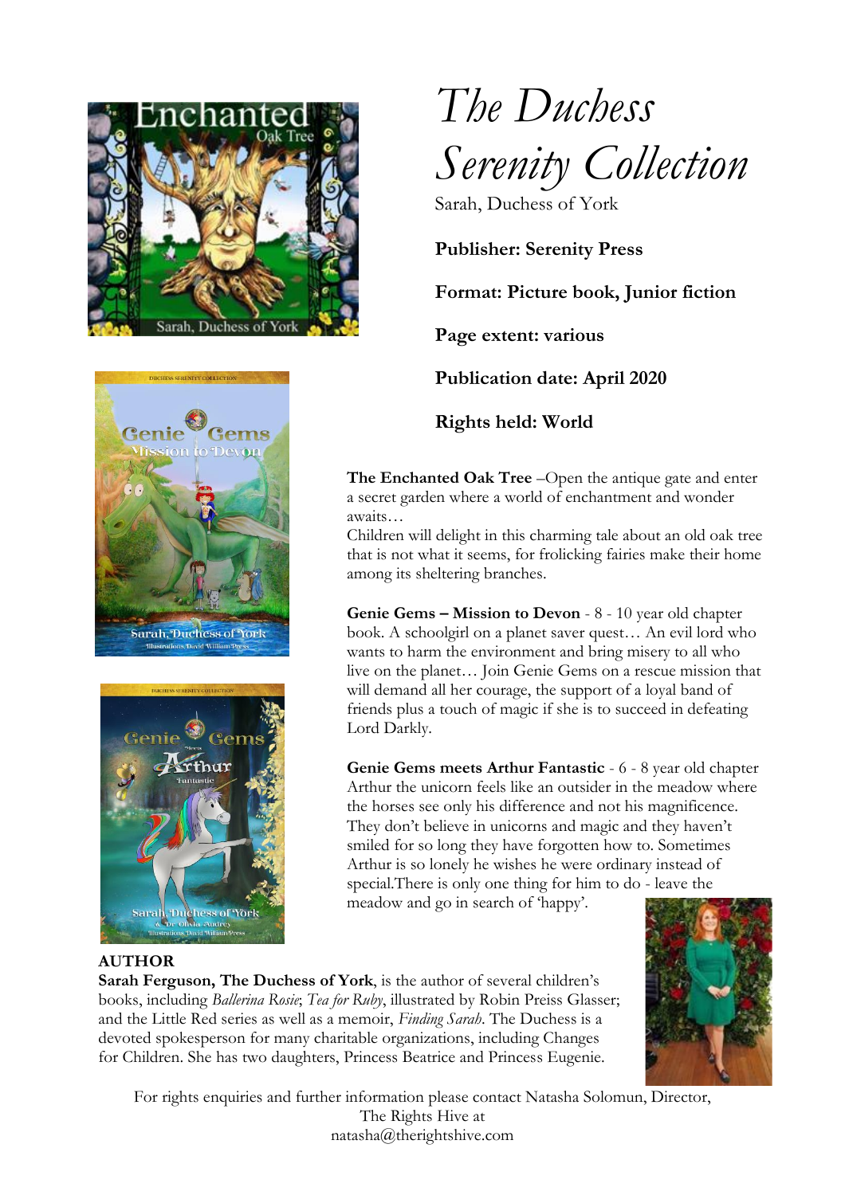# *The Duchess Serenity Collection*

Sarah, Duchess of York

**Publisher: Serenity Press**

**Format: Picture book, Junior fiction**

**Page extent: various**

**Publication date: April 2020**

**Rights held: World**

**The Enchanted Oak Tree** –Open the antique gate and enter a secret garden where a world of enchantment and wonder awaits…
Children will delight in this charming tale about an old oak tree that is not what it seems, for frolicking fairies make their home among its sheltering branches.

**Genie Gems – Mission to Devon** - 8 - 10 year old chapter book. A schoolgirl on a planet saver quest… An evil lord who wants to harm the environment and bring misery to all who live on the planet… Join Genie Gems on a rescue mission that will demand all her courage, the support of a loyal band of friends plus a touch of magic if she is to succeed in defeating Lord Darkly.

**Genie Gems meets Arthur Fantastic** - 6 - 8 year old chapter Arthur the unicorn feels like an outsider in the meadow where the horses see only his difference and not his magnificence. They don't believe in unicorns and magic and they haven't smiled for so long they have forgotten how to. Sometimes Arthur is so lonely he wishes he were ordinary instead of special.There is only one thing for him to do - leave the meadow and go in search of 'happy'.

**AUTHOR**

**Sarah Ferguson, The Duchess of York**, is the author of several children's books, including *Ballerina Rosie*; *Tea for Ruby*, illustrated by Robin Preiss Glasser; and the Little Red series as well as a memoir, *Finding Sarah*. The Duchess is a devoted spokesperson for many charitable organizations, including Changes for Children. She has two daughters, Princess Beatrice and Princess Eugenie.

For rights enquiries and further information please contact Natasha Solomun, Director, The Rights Hive at natasha@therightshive.com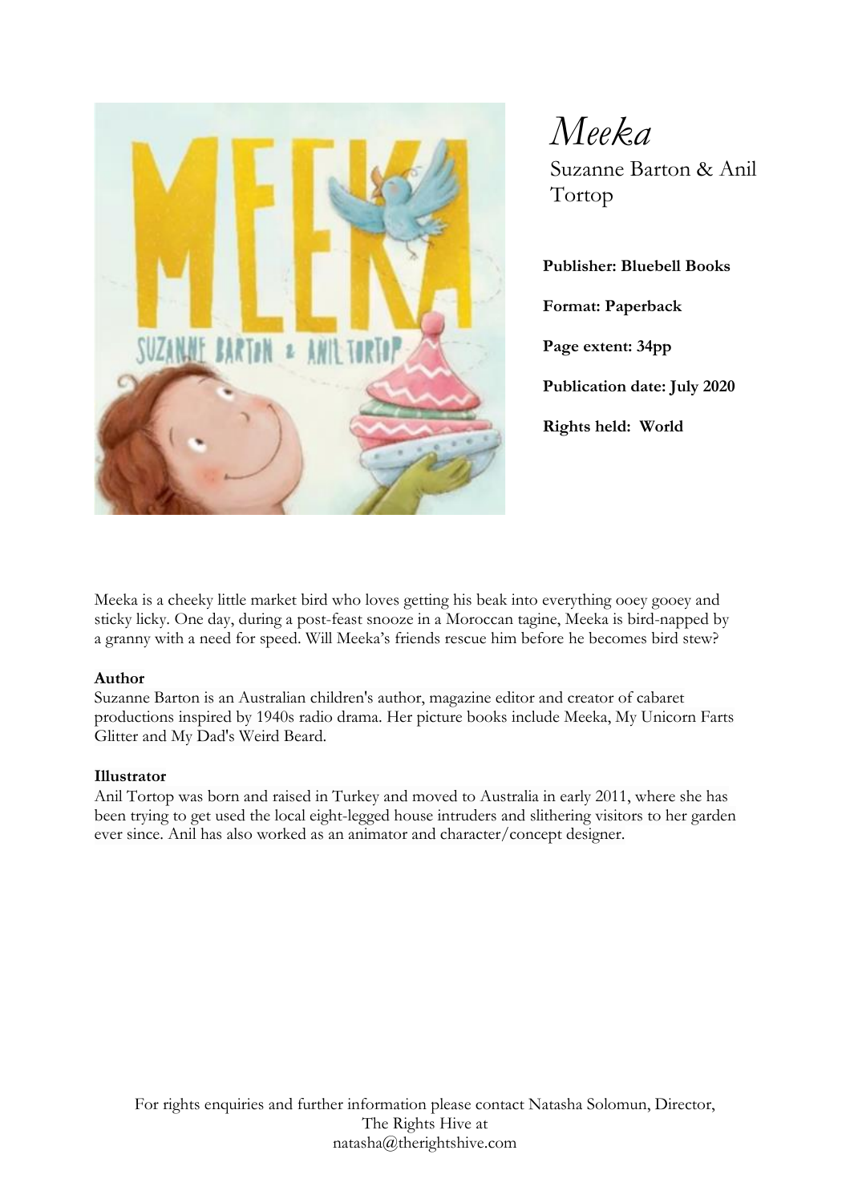# *Meeka*

Suzanne Barton & Anil Tortop

**Publisher: Bluebell Books**

**Format: Paperback**

**Page extent: 34pp**

**Publication date: July 2020**

**Rights held: World**

Meeka is a cheeky little market bird who loves getting his beak into everything ooey gooey and sticky licky. One day, during a post-feast snooze in a Moroccan tagine, Meeka is bird-napped by a granny with a need for speed. Will Meeka's friends rescue him before he becomes bird stew?

**Author**

Suzanne Barton is an Australian children's author, magazine editor and creator of cabaret productions inspired by 1940s radio drama. Her picture books include Meeka, My Unicorn Farts Glitter and My Dad's Weird Beard.

**Illustrator**

Anil Tortop was born and raised in Turkey and moved to Australia in early 2011, where she has been trying to get used the local eight-legged house intruders and slithering visitors to her garden ever since. Anil has also worked as an animator and character/concept designer.

For rights enquiries and further information please contact Natasha Solomun, Director, The Rights Hive at natasha@therightshive.com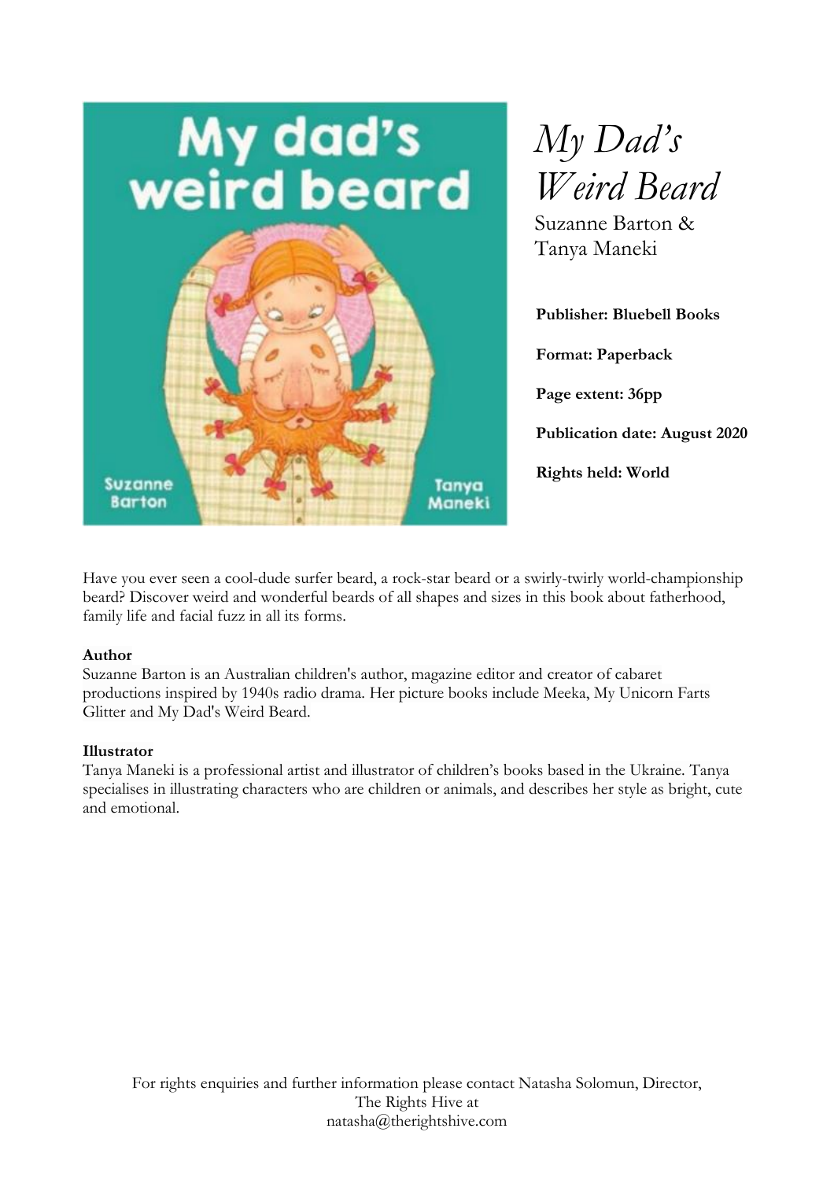# *My Dad's Weird Beard*

Suzanne Barton & Tanya Maneki

**Publisher: Bluebell Books**

**Format: Paperback**

**Page extent: 36pp**

**Publication date: August 2020**

**Rights held: World**

Have you ever seen a cool-dude surfer beard, a rock-star beard or a swirly-twirly world-championship beard? Discover weird and wonderful beards of all shapes and sizes in this book about fatherhood, family life and facial fuzz in all its forms.

**Author**

Suzanne Barton is an Australian children's author, magazine editor and creator of cabaret productions inspired by 1940s radio drama. Her picture books include Meeka, My Unicorn Farts Glitter and My Dad's Weird Beard.

**Illustrator**

Tanya Maneki is a professional artist and illustrator of children's books based in the Ukraine. Tanya specialises in illustrating characters who are children or animals, and describes her style as bright, cute and emotional.

For rights enquiries and further information please contact Natasha Solomun, Director, The Rights Hive at natasha@therightshive.com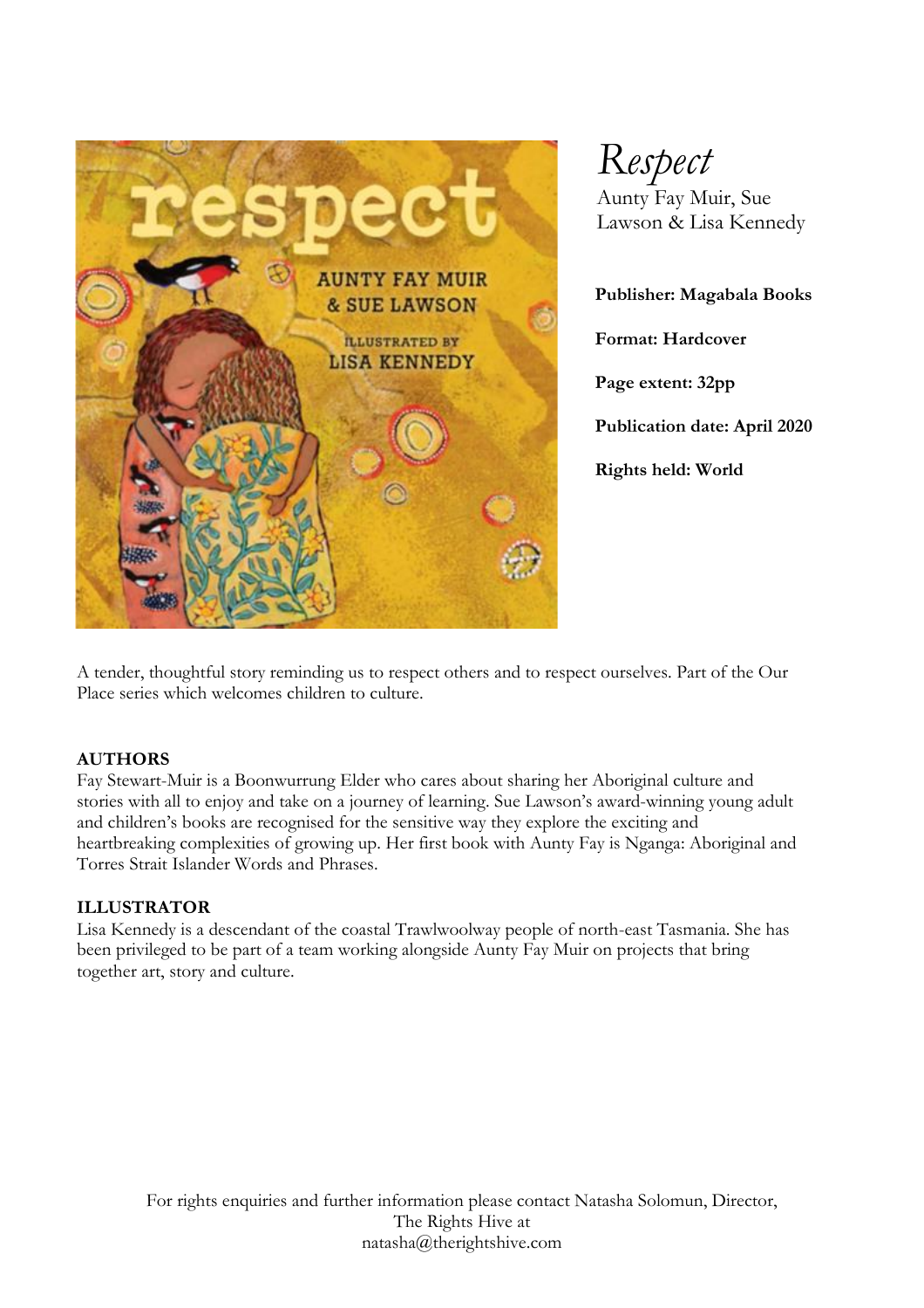# *Respect*

Aunty Fay Muir, Sue Lawson & Lisa Kennedy

**Publisher: Magabala Books**

**Format: Hardcover**

**Page extent: 32pp**

**Publication date: April 2020**

**Rights held: World**

A tender, thoughtful story reminding us to respect others and to respect ourselves. Part of the Our Place series which welcomes children to culture.

**AUTHORS**

Fay Stewart-Muir is a Boonwurrung Elder who cares about sharing her Aboriginal culture and stories with all to enjoy and take on a journey of learning. Sue Lawson's award-winning young adult and children's books are recognised for the sensitive way they explore the exciting and heartbreaking complexities of growing up. Her first book with Aunty Fay is Nganga: Aboriginal and Torres Strait Islander Words and Phrases.

**ILLUSTRATOR**

Lisa Kennedy is a descendant of the coastal Trawlwoolway people of north-east Tasmania. She has been privileged to be part of a team working alongside Aunty Fay Muir on projects that bring together art, story and culture.

For rights enquiries and further information please contact Natasha Solomun, Director, The Rights Hive at natasha@therightshive.com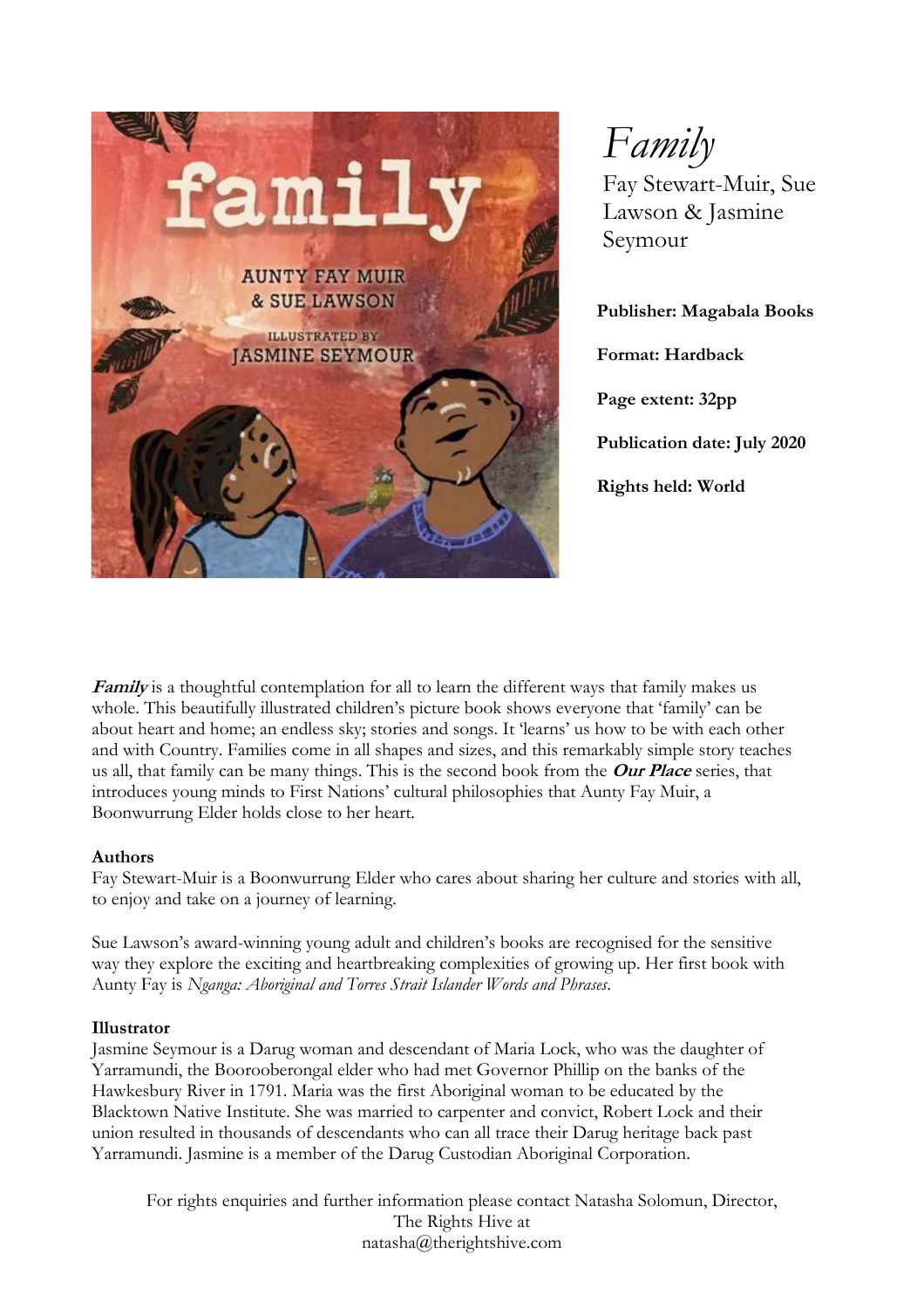# *Family*

Fay Stewart-Muir, Sue Lawson & Jasmine Seymour

**Publisher: Magabala Books**

**Format: Hardback**

**Page extent: 32pp**

**Publication date: July 2020**

**Rights held: World**

***Family*** is a thoughtful contemplation for all to learn the different ways that family makes us whole. This beautifully illustrated children's picture book shows everyone that 'family' can be about heart and home; an endless sky; stories and songs. It 'learns' us how to be with each other and with Country. Families come in all shapes and sizes, and this remarkably simple story teaches us all, that family can be many things. This is the second book from the ***Our Place*** series, that introduces young minds to First Nations' cultural philosophies that Aunty Fay Muir, a Boonwurrung Elder holds close to her heart.

**Authors**

Fay Stewart-Muir is a Boonwurrung Elder who cares about sharing her culture and stories with all, to enjoy and take on a journey of learning.

Sue Lawson's award-winning young adult and children's books are recognised for the sensitive way they explore the exciting and heartbreaking complexities of growing up. Her first book with Aunty Fay is *Nganga: Aboriginal and Torres Strait Islander Words and Phrases*.

**Illustrator**

Jasmine Seymour is a Darug woman and descendant of Maria Lock, who was the daughter of Yarramundi, the Boorooberongal elder who had met Governor Phillip on the banks of the Hawkesbury River in 1791. Maria was the first Aboriginal woman to be educated by the Blacktown Native Institute. She was married to carpenter and convict, Robert Lock and their union resulted in thousands of descendants who can all trace their Darug heritage back past Yarramundi. Jasmine is a member of the Darug Custodian Aboriginal Corporation.

For rights enquiries and further information please contact Natasha Solomun, Director, The Rights Hive at natasha@therightshive.com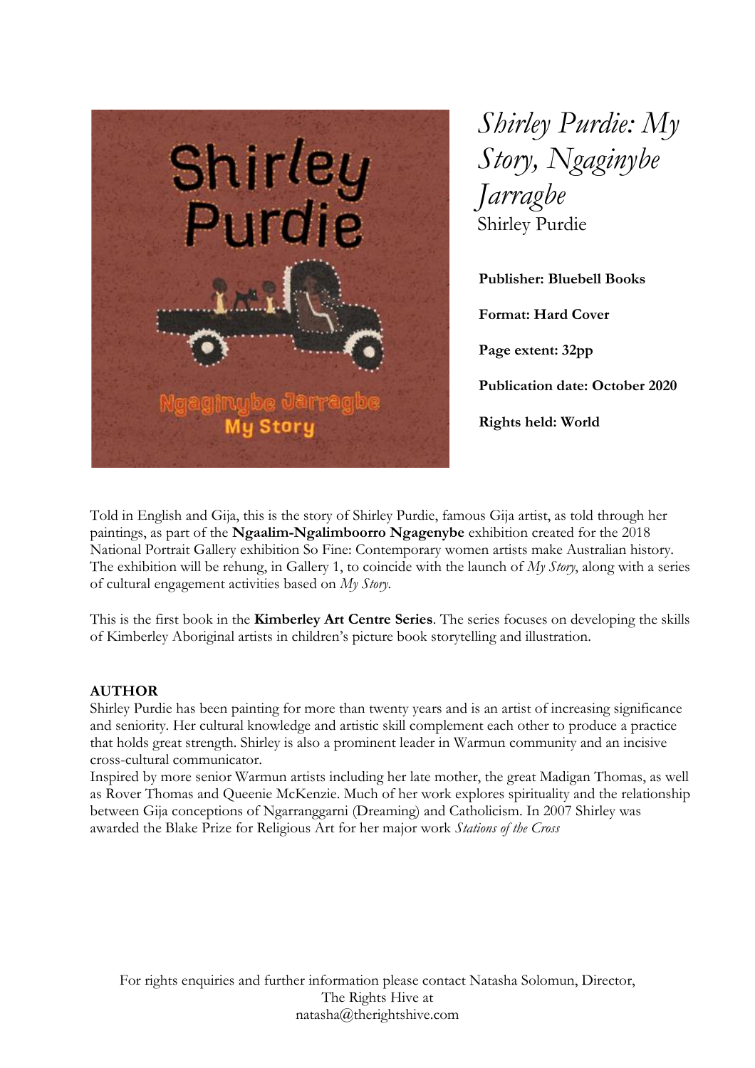# *Shirley Purdie: My Story, Ngaginybe Jarragbe*

Shirley Purdie

**Publisher: Bluebell Books**

**Format: Hard Cover**

**Page extent: 32pp**

**Publication date: October 2020**

**Rights held: World**

Told in English and Gija, this is the story of Shirley Purdie, famous Gija artist, as told through her paintings, as part of the **Ngaalim-Ngalimboorro Ngagenybe** exhibition created for the 2018 National Portrait Gallery exhibition So Fine: Contemporary women artists make Australian history. The exhibition will be rehung, in Gallery 1, to coincide with the launch of *My Story*, along with a series of cultural engagement activities based on *My Story*.

This is the first book in the **Kimberley Art Centre Series**. The series focuses on developing the skills of Kimberley Aboriginal artists in children's picture book storytelling and illustration.

**AUTHOR**

Shirley Purdie has been painting for more than twenty years and is an artist of increasing significance and seniority. Her cultural knowledge and artistic skill complement each other to produce a practice that holds great strength. Shirley is also a prominent leader in Warmun community and an incisive cross-cultural communicator.

Inspired by more senior Warmun artists including her late mother, the great Madigan Thomas, as well as Rover Thomas and Queenie McKenzie. Much of her work explores spirituality and the relationship between Gija conceptions of Ngarranggarni (Dreaming) and Catholicism. In 2007 Shirley was awarded the Blake Prize for Religious Art for her major work *Stations of the Cross*

For rights enquiries and further information please contact Natasha Solomun, Director, The Rights Hive at natasha@therightshive.com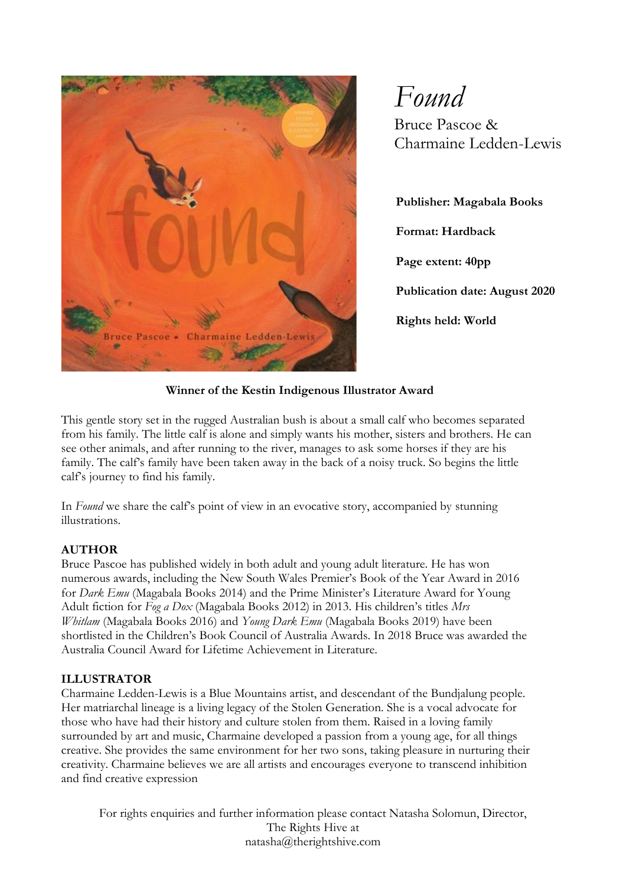# *Found*

Bruce Pascoe & Charmaine Ledden-Lewis

**Publisher: Magabala Books**

**Format: Hardback**

**Page extent: 40pp**

**Publication date: August 2020**

**Rights held: World**

**Winner of the Kestin Indigenous Illustrator Award**

This gentle story set in the rugged Australian bush is about a small calf who becomes separated from his family. The little calf is alone and simply wants his mother, sisters and brothers. He can see other animals, and after running to the river, manages to ask some horses if they are his family. The calf's family have been taken away in the back of a noisy truck. So begins the little calf's journey to find his family.

In *Found* we share the calf's point of view in an evocative story, accompanied by stunning illustrations.

## AUTHOR

Bruce Pascoe has published widely in both adult and young adult literature. He has won numerous awards, including the New South Wales Premier's Book of the Year Award in 2016 for *Dark Emu* (Magabala Books 2014) and the Prime Minister's Literature Award for Young Adult fiction for *Fog a Dox* (Magabala Books 2012) in 2013. His children's titles *Mrs Whitlam* (Magabala Books 2016) and *Young Dark Emu* (Magabala Books 2019) have been shortlisted in the Children's Book Council of Australia Awards. In 2018 Bruce was awarded the Australia Council Award for Lifetime Achievement in Literature.

## ILLUSTRATOR

Charmaine Ledden-Lewis is a Blue Mountains artist, and descendant of the Bundjalung people. Her matriarchal lineage is a living legacy of the Stolen Generation. She is a vocal advocate for those who have had their history and culture stolen from them. Raised in a loving family surrounded by art and music, Charmaine developed a passion from a young age, for all things creative. She provides the same environment for her two sons, taking pleasure in nurturing their creativity. Charmaine believes we are all artists and encourages everyone to transcend inhibition and find creative expression

For rights enquiries and further information please contact Natasha Solomun, Director, The Rights Hive at natasha@therightshive.com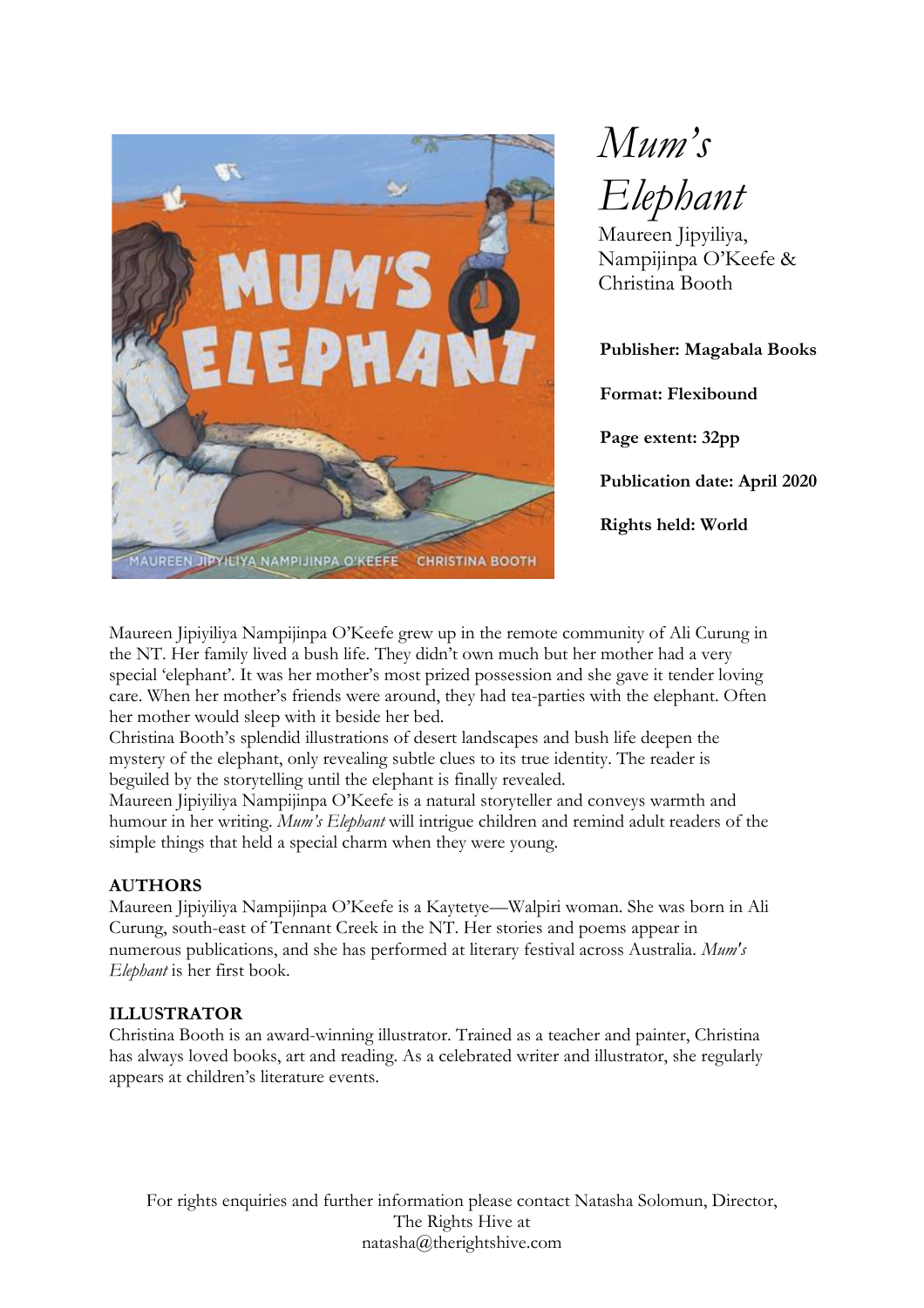# *Mum's Elephant*

Maureen Jipyiliya, Nampijinpa O'Keefe & Christina Booth

**Publisher: Magabala Books**

**Format: Flexibound**

**Page extent: 32pp**

**Publication date: April 2020**

**Rights held: World**

Maureen Jipiyiliya Nampijinpa O'Keefe grew up in the remote community of Ali Curung in the NT. Her family lived a bush life. They didn't own much but her mother had a very special 'elephant'. It was her mother's most prized possession and she gave it tender loving care. When her mother's friends were around, they had tea-parties with the elephant. Often her mother would sleep with it beside her bed.
Christina Booth's splendid illustrations of desert landscapes and bush life deepen the mystery of the elephant, only revealing subtle clues to its true identity. The reader is beguiled by the storytelling until the elephant is finally revealed.
Maureen Jipiyiliya Nampijinpa O'Keefe is a natural storyteller and conveys warmth and humour in her writing. *Mum's Elephant* will intrigue children and remind adult readers of the simple things that held a special charm when they were young.

## AUTHORS

Maureen Jipiyiliya Nampijinpa O'Keefe is a Kaytetye—Walpiri woman. She was born in Ali Curung, south-east of Tennant Creek in the NT. Her stories and poems appear in numerous publications, and she has performed at literary festival across Australia. *Mum's Elephant* is her first book.

## ILLUSTRATOR

Christina Booth is an award-winning illustrator. Trained as a teacher and painter, Christina has always loved books, art and reading. As a celebrated writer and illustrator, she regularly appears at children's literature events.

For rights enquiries and further information please contact Natasha Solomun, Director, The Rights Hive at natasha@therightshive.com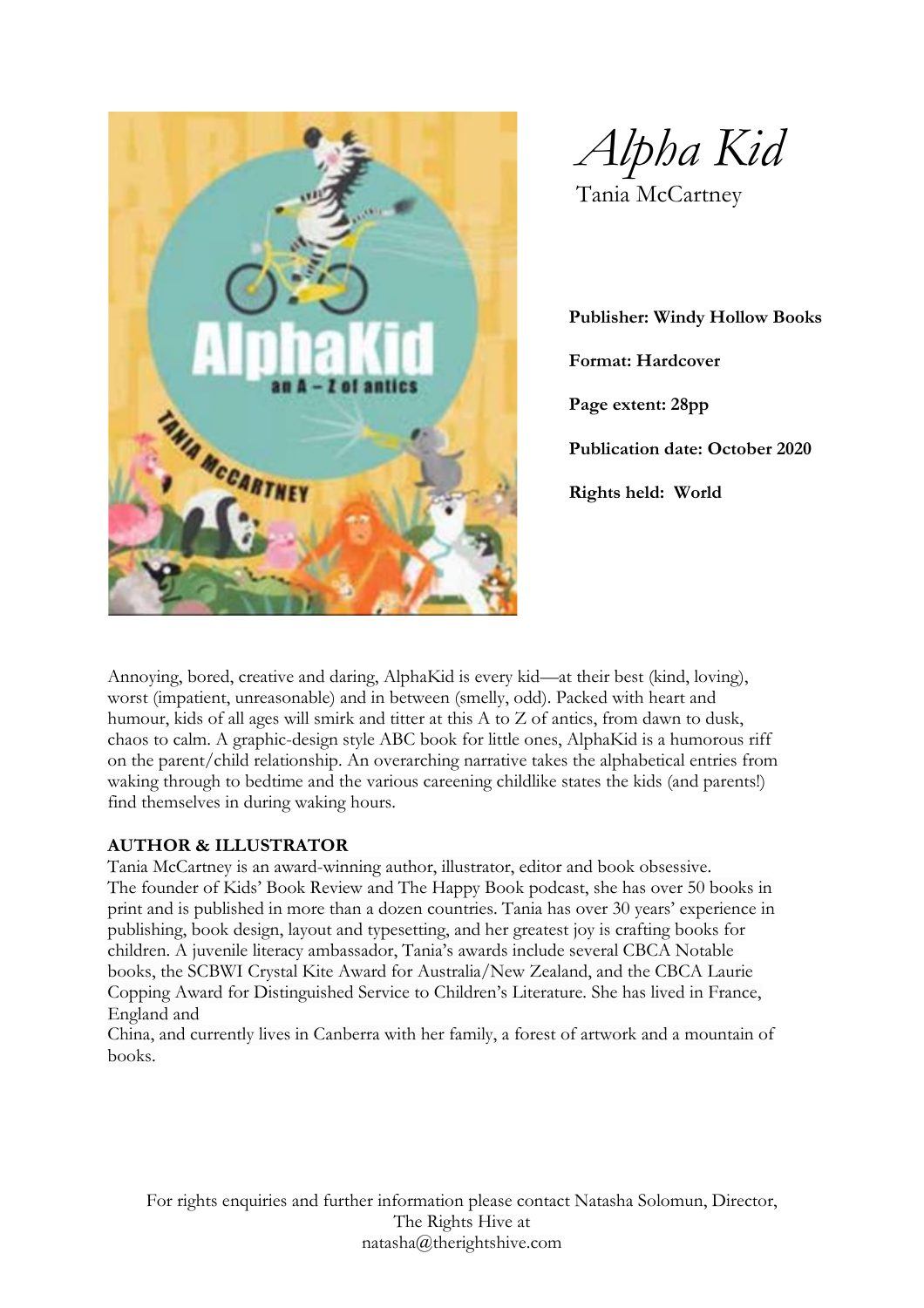# *Alpha Kid*

Tania McCartney

**Publisher: Windy Hollow Books**

**Format: Hardcover**

**Page extent: 28pp**

**Publication date: October 2020**

**Rights held: World**

Annoying, bored, creative and daring, AlphaKid is every kid—at their best (kind, loving), worst (impatient, unreasonable) and in between (smelly, odd). Packed with heart and humour, kids of all ages will smirk and titter at this A to Z of antics, from dawn to dusk, chaos to calm. A graphic-design style ABC book for little ones, AlphaKid is a humorous riff on the parent/child relationship. An overarching narrative takes the alphabetical entries from waking through to bedtime and the various careening childlike states the kids (and parents!) find themselves in during waking hours.

**AUTHOR & ILLUSTRATOR**

Tania McCartney is an award-winning author, illustrator, editor and book obsessive. The founder of Kids' Book Review and The Happy Book podcast, she has over 50 books in print and is published in more than a dozen countries. Tania has over 30 years' experience in publishing, book design, layout and typesetting, and her greatest joy is crafting books for children. A juvenile literacy ambassador, Tania's awards include several CBCA Notable books, the SCBWI Crystal Kite Award for Australia/New Zealand, and the CBCA Laurie Copping Award for Distinguished Service to Children's Literature. She has lived in France, England and China, and currently lives in Canberra with her family, a forest of artwork and a mountain of books.

For rights enquiries and further information please contact Natasha Solomun, Director, The Rights Hive at natasha@therightshive.com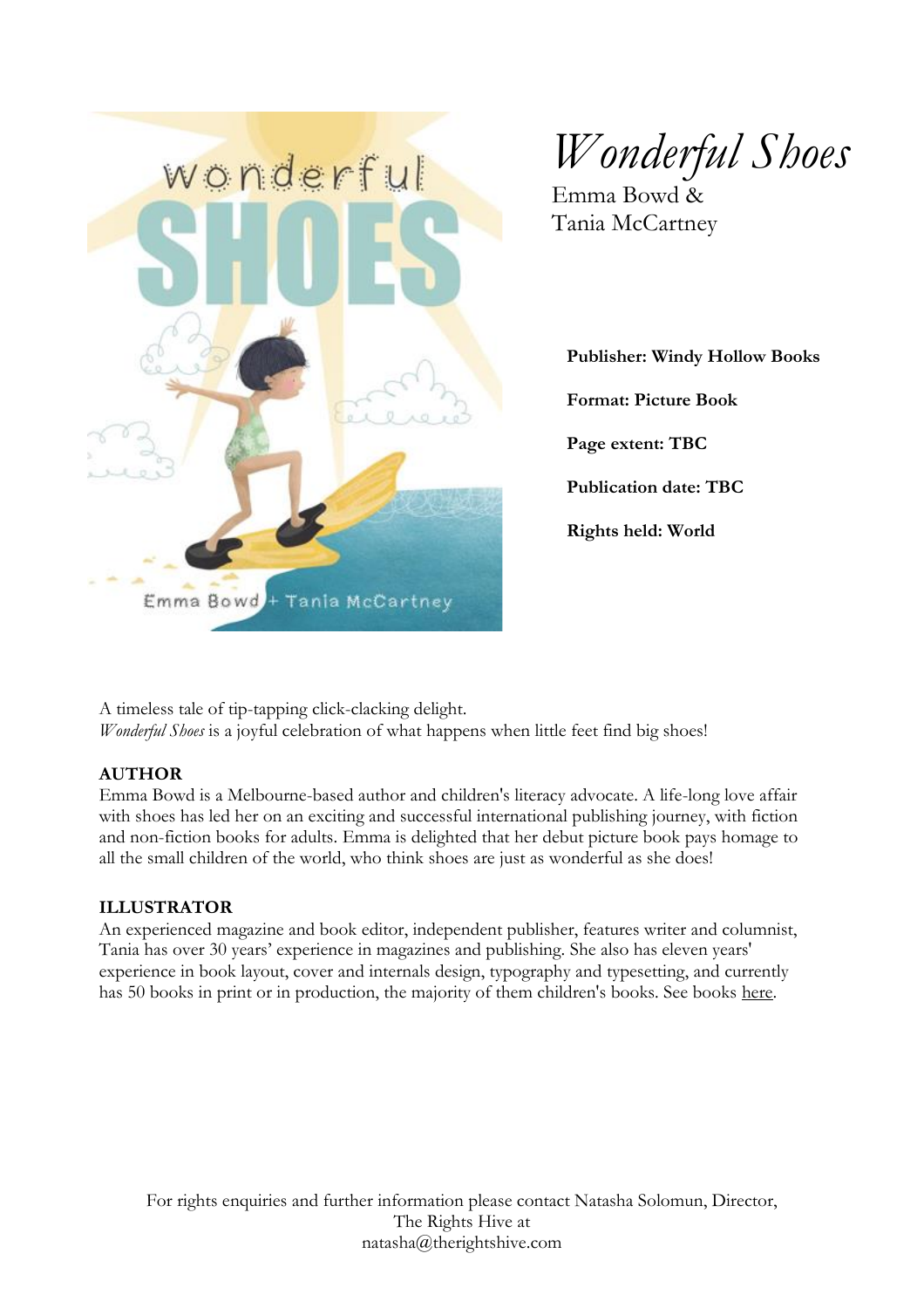# *Wonderful Shoes*

Emma Bowd &
Tania McCartney

**Publisher: Windy Hollow Books**

**Format: Picture Book**

**Page extent: TBC**

**Publication date: TBC**

**Rights held: World**

A timeless tale of tip-tapping click-clacking delight.
*Wonderful Shoes* is a joyful celebration of what happens when little feet find big shoes!

**AUTHOR**

Emma Bowd is a Melbourne-based author and children's literacy advocate. A life-long love affair with shoes has led her on an exciting and successful international publishing journey, with fiction and non-fiction books for adults. Emma is delighted that her debut picture book pays homage to all the small children of the world, who think shoes are just as wonderful as she does!

**ILLUSTRATOR**

An experienced magazine and book editor, independent publisher, features writer and columnist, Tania has over 30 years' experience in magazines and publishing. She also has eleven years' experience in book layout, cover and internals design, typography and typesetting, and currently has 50 books in print or in production, the majority of them children's books. See books here.

For rights enquiries and further information please contact Natasha Solomun, Director, The Rights Hive at natasha@therightshive.com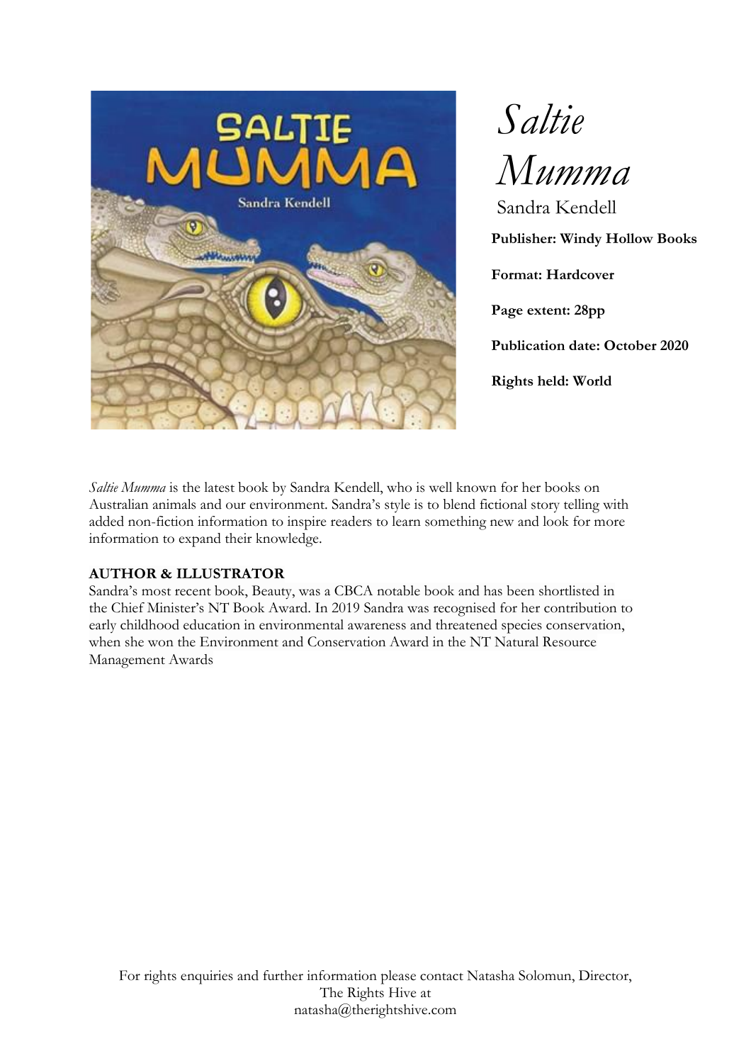# *Saltie Mumma*

Sandra Kendell

**Publisher: Windy Hollow Books**

**Format: Hardcover**

**Page extent: 28pp**

**Publication date: October 2020**

**Rights held: World**

*Saltie Mumma* is the latest book by Sandra Kendell, who is well known for her books on Australian animals and our environment. Sandra's style is to blend fictional story telling with added non-fiction information to inspire readers to learn something new and look for more information to expand their knowledge.

**AUTHOR & ILLUSTRATOR**

Sandra's most recent book, Beauty, was a CBCA notable book and has been shortlisted in the Chief Minister's NT Book Award. In 2019 Sandra was recognised for her contribution to early childhood education in environmental awareness and threatened species conservation, when she won the Environment and Conservation Award in the NT Natural Resource Management Awards

For rights enquiries and further information please contact Natasha Solomun, Director, The Rights Hive at natasha@therightshive.com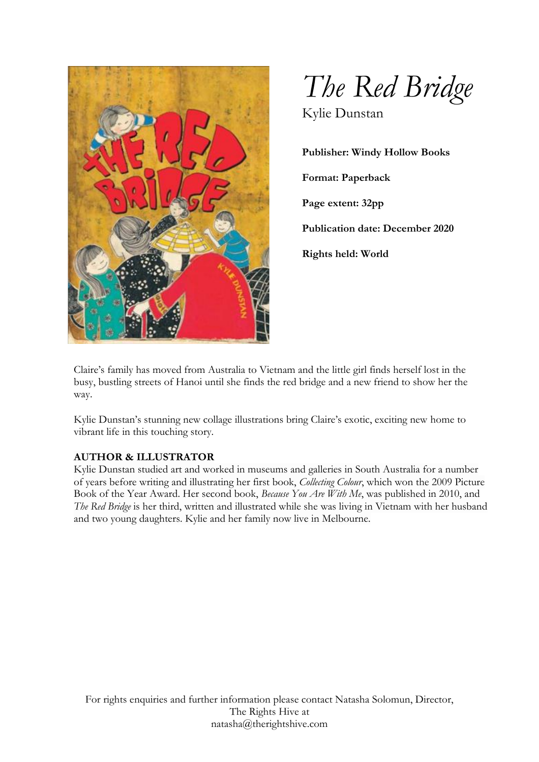# *The Red Bridge*

Kylie Dunstan

**Publisher: Windy Hollow Books**

**Format: Paperback**

**Page extent: 32pp**

**Publication date: December 2020**

**Rights held: World**

Claire's family has moved from Australia to Vietnam and the little girl finds herself lost in the busy, bustling streets of Hanoi until she finds the red bridge and a new friend to show her the way.

Kylie Dunstan's stunning new collage illustrations bring Claire's exotic, exciting new home to vibrant life in this touching story.

**AUTHOR & ILLUSTRATOR**

Kylie Dunstan studied art and worked in museums and galleries in South Australia for a number of years before writing and illustrating her first book, *Collecting Colour*, which won the 2009 Picture Book of the Year Award. Her second book, *Because You Are With Me*, was published in 2010, and *The Red Bridge* is her third, written and illustrated while she was living in Vietnam with her husband and two young daughters. Kylie and her family now live in Melbourne.

For rights enquiries and further information please contact Natasha Solomun, Director, The Rights Hive at natasha@therightshive.com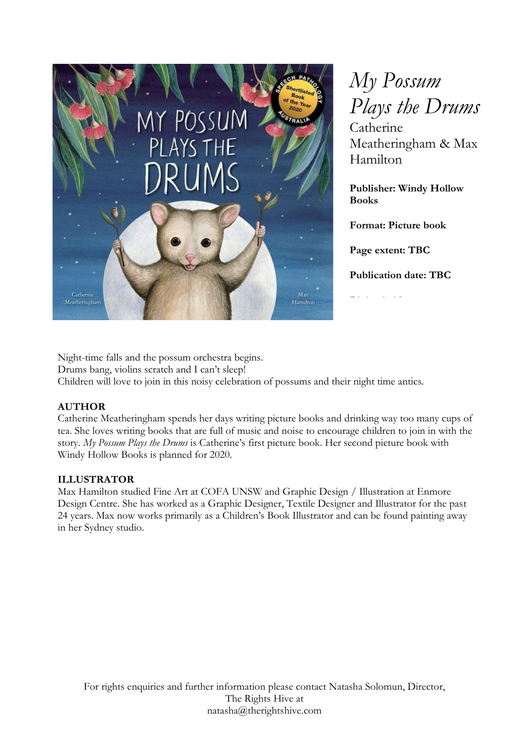# *My Possum Plays the Drums*

Catherine Meatheringham & Max Hamilton

**Publisher: Windy Hollow Books**

**Format: Picture book**

**Page extent: TBC**

**Publication date: TBC**

Night-time falls and the possum orchestra begins.
Drums bang, violins scratch and I can't sleep!
Children will love to join in this noisy celebration of possums and their night time antics.

**AUTHOR**

Catherine Meatheringham spends her days writing picture books and drinking way too many cups of tea. She loves writing books that are full of music and noise to encourage children to join in with the story. *My Possum Plays the Drums* is Catherine's first picture book. Her second picture book with Windy Hollow Books is planned for 2020.

**ILLUSTRATOR**

Max Hamilton studied Fine Art at COFA UNSW and Graphic Design / Illustration at Enmore Design Centre. She has worked as a Graphic Designer, Textile Designer and Illustrator for the past 24 years. Max now works primarily as a Children's Book Illustrator and can be found painting away in her Sydney studio.

For rights enquiries and further information please contact Natasha Solomun, Director, The Rights Hive at natasha@therightshive.com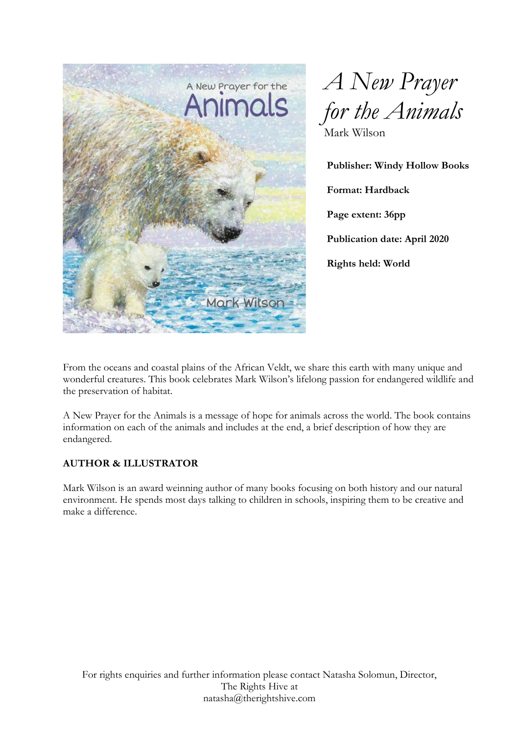# *A New Prayer for the Animals*

Mark Wilson

**Publisher: Windy Hollow Books**

**Format: Hardback**

**Page extent: 36pp**

**Publication date: April 2020**

**Rights held: World**

From the oceans and coastal plains of the African Veldt, we share this earth with many unique and wonderful creatures. This book celebrates Mark Wilson's lifelong passion for endangered wildlife and the preservation of habitat.

A New Prayer for the Animals is a message of hope for animals across the world. The book contains information on each of the animals and includes at the end, a brief description of how they are endangered.

**AUTHOR & ILLUSTRATOR**

Mark Wilson is an award weinning author of many books focusing on both history and our natural environment. He spends most days talking to children in schools, inspiring them to be creative and make a difference.

For rights enquiries and further information please contact Natasha Solomun, Director, The Rights Hive at natasha@therightshive.com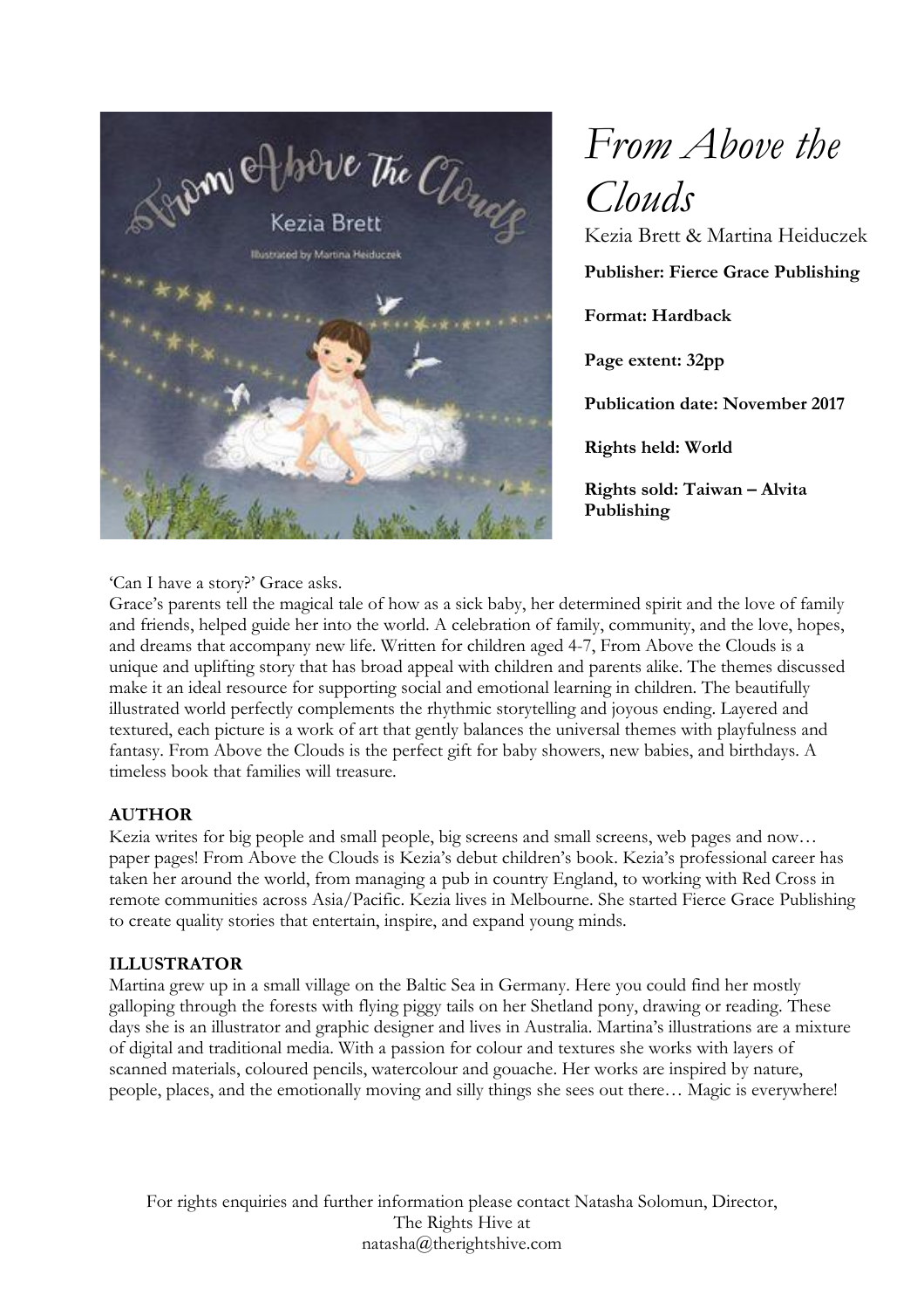# *From Above the Clouds*

Kezia Brett & Martina Heiduczek

**Publisher: Fierce Grace Publishing**

**Format: Hardback**

**Page extent: 32pp**

**Publication date: November 2017**

**Rights held: World**

**Rights sold: Taiwan – Alvita Publishing**

'Can I have a story?' Grace asks.

Grace's parents tell the magical tale of how as a sick baby, her determined spirit and the love of family and friends, helped guide her into the world. A celebration of family, community, and the love, hopes, and dreams that accompany new life. Written for children aged 4-7, From Above the Clouds is a unique and uplifting story that has broad appeal with children and parents alike. The themes discussed make it an ideal resource for supporting social and emotional learning in children. The beautifully illustrated world perfectly complements the rhythmic storytelling and joyous ending. Layered and textured, each picture is a work of art that gently balances the universal themes with playfulness and fantasy. From Above the Clouds is the perfect gift for baby showers, new babies, and birthdays. A timeless book that families will treasure.

**AUTHOR**

Kezia writes for big people and small people, big screens and small screens, web pages and now… paper pages! From Above the Clouds is Kezia's debut children's book. Kezia's professional career has taken her around the world, from managing a pub in country England, to working with Red Cross in remote communities across Asia/Pacific. Kezia lives in Melbourne. She started Fierce Grace Publishing to create quality stories that entertain, inspire, and expand young minds.

**ILLUSTRATOR**

Martina grew up in a small village on the Baltic Sea in Germany. Here you could find her mostly galloping through the forests with flying piggy tails on her Shetland pony, drawing or reading. These days she is an illustrator and graphic designer and lives in Australia. Martina's illustrations are a mixture of digital and traditional media. With a passion for colour and textures she works with layers of scanned materials, coloured pencils, watercolour and gouache. Her works are inspired by nature, people, places, and the emotionally moving and silly things she sees out there… Magic is everywhere!

For rights enquiries and further information please contact Natasha Solomun, Director, The Rights Hive at natasha@therightshive.com